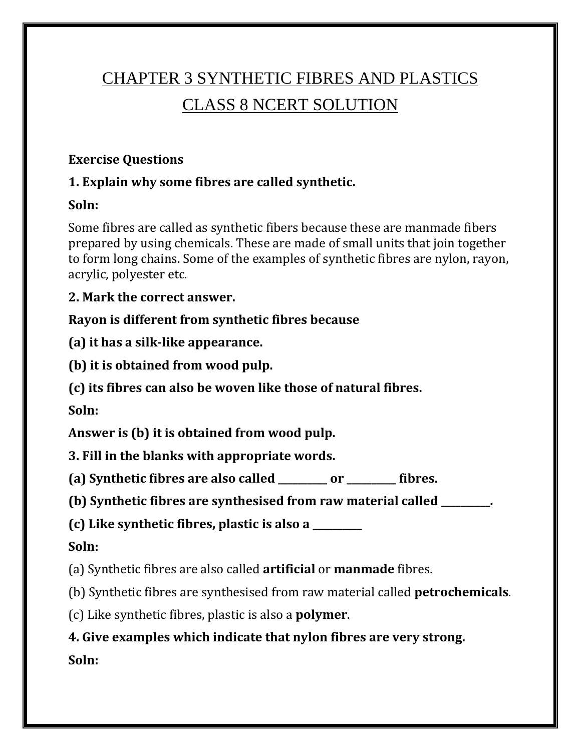# CHAPTER 3 SYNTHETIC FIBRES AND PLASTICS

# CLASS 8 NCERT SOLUTION

**Exercise Questions**

**1. Explain why some fibres are called synthetic.**

**Soln:**

Some fibres are called as synthetic fibers because these are manmade fibers prepared by using chemicals. These are made of small units that join together to form long chains. Some of the examples of synthetic fibres are nylon, rayon, acrylic, polyester etc.

**2. Mark the correct answer.**

**Rayon is different from synthetic fibres because**

**(a) it has a silk-like appearance.**

**(b) it is obtained from wood pulp.**

**(c) its fibres can also be woven like those of natural fibres.**

**Soln:**

**Answer is (b) it is obtained from wood pulp.**

**3. Fill in the blanks with appropriate words.**

**(a) Synthetic fibres are also called __________ or __________ fibres.**

**(b) Synthetic fibres are synthesised from raw material called __________.**

**(c) Like synthetic fibres, plastic is also a __________**

**Soln:**

(a) Synthetic fibres are also called **artificial** or **manmade** fibres.

(b) Synthetic fibres are synthesised from raw material called **petrochemicals**.

(c) Like synthetic fibres, plastic is also a **polymer**.

**4. Give examples which indicate that nylon fibres are very strong.**

**Soln:**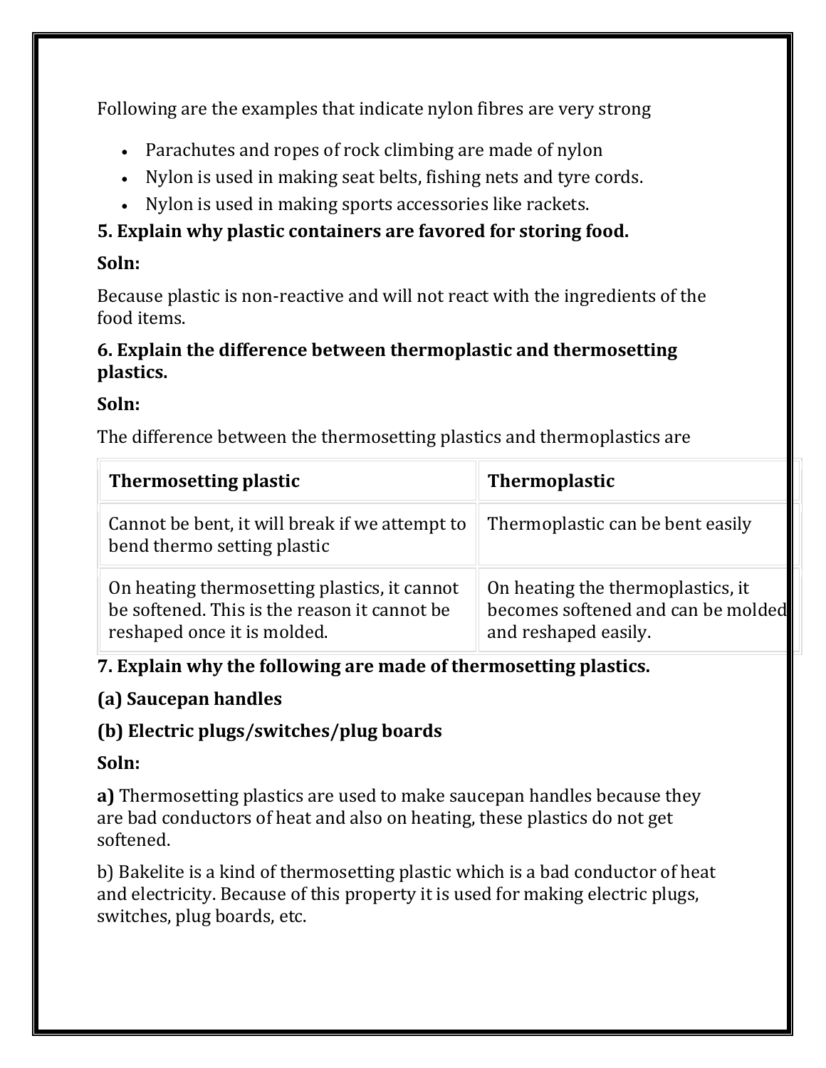Following are the examples that indicate nylon fibres are very strong

- Parachutes and ropes of rock climbing are made of nylon
- Nylon is used in making seat belts, fishing nets and tyre cords.
- Nylon is used in making sports accessories like rackets.

**5. Explain why plastic containers are favored for storing food.**

**Soln:**

Because plastic is non-reactive and will not react with the ingredients of the food items.

**6. Explain the difference between thermoplastic and thermosetting plastics.**

**Soln:**

The difference between the thermosetting plastics and thermoplastics are

| Thermosetting plastic | Thermoplastic |
|---|---|
| Cannot be bent, it will break if we attempt to bend thermo setting plastic | Thermoplastic can be bent easily |
| On heating thermosetting plastics, it cannot be softened. This is the reason it cannot be reshaped once it is molded. | On heating the thermoplastics, it becomes softened and can be molded and reshaped easily. |

**7. Explain why the following are made of thermosetting plastics.**

**(a) Saucepan handles**

**(b) Electric plugs/switches/plug boards**

**Soln:**

**a)** Thermosetting plastics are used to make saucepan handles because they are bad conductors of heat and also on heating, these plastics do not get softened.

b) Bakelite is a kind of thermosetting plastic which is a bad conductor of heat and electricity. Because of this property it is used for making electric plugs, switches, plug boards, etc.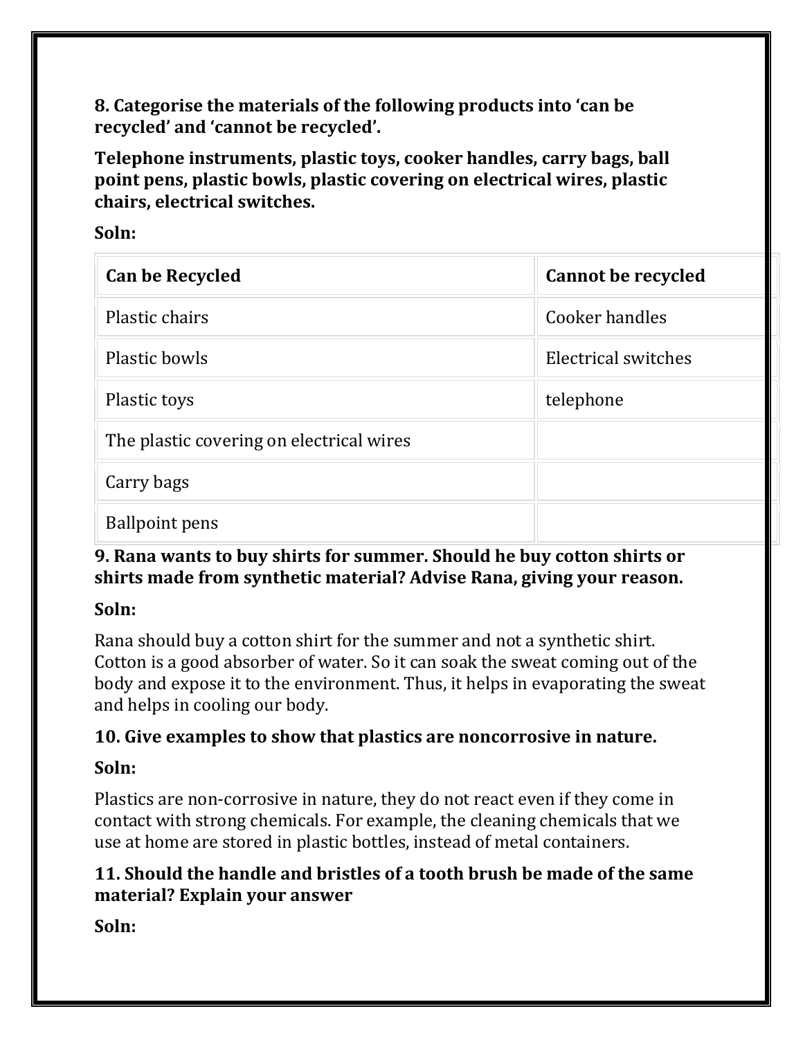**8. Categorise the materials of the following products into 'can be recycled' and 'cannot be recycled'.**

**Telephone instruments, plastic toys, cooker handles, carry bags, ball point pens, plastic bowls, plastic covering on electrical wires, plastic chairs, electrical switches.**

**Soln:**

| Can be Recycled | Cannot be recycled |
| --- | --- |
| Plastic chairs | Cooker handles |
| Plastic bowls | Electrical switches |
| Plastic toys | telephone |
| The plastic covering on electrical wires | |
| Carry bags | |
| Ballpoint pens | |

**9. Rana wants to buy shirts for summer. Should he buy cotton shirts or shirts made from synthetic material? Advise Rana, giving your reason.**

**Soln:**

Rana should buy a cotton shirt for the summer and not a synthetic shirt. Cotton is a good absorber of water. So it can soak the sweat coming out of the body and expose it to the environment. Thus, it helps in evaporating the sweat and helps in cooling our body.

**10. Give examples to show that plastics are noncorrosive in nature.**

**Soln:**

Plastics are non-corrosive in nature, they do not react even if they come in contact with strong chemicals. For example, the cleaning chemicals that we use at home are stored in plastic bottles, instead of metal containers.

**11. Should the handle and bristles of a tooth brush be made of the same material? Explain your answer**

**Soln:**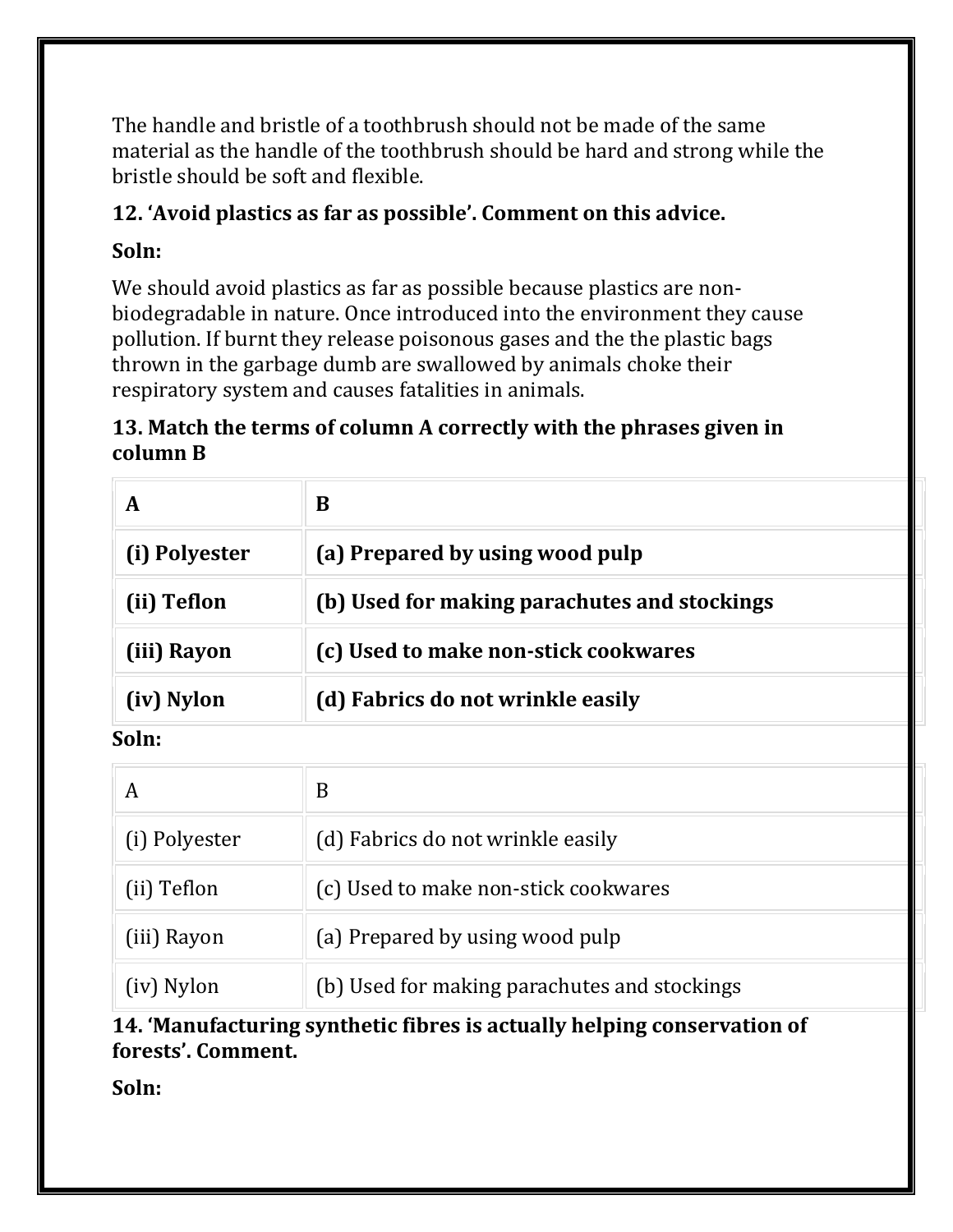The handle and bristle of a toothbrush should not be made of the same material as the handle of the toothbrush should be hard and strong while the bristle should be soft and flexible.

**12. 'Avoid plastics as far as possible'. Comment on this advice.**

**Soln:**

We should avoid plastics as far as possible because plastics are non-biodegradable in nature. Once introduced into the environment they cause pollution. If burnt they release poisonous gases and the the plastic bags thrown in the garbage dumb are swallowed by animals choke their respiratory system and causes fatalities in animals.

**13. Match the terms of column A correctly with the phrases given in column B**

| **A** | **B** |
|---|---|
| **(i) Polyester** | **(a) Prepared by using wood pulp** |
| **(ii) Teflon** | **(b) Used for making parachutes and stockings** |
| **(iii) Rayon** | **(c) Used to make non-stick cookwares** |
| **(iv) Nylon** | **(d) Fabrics do not wrinkle easily** |

**Soln:**

| A | B |
|---|---|
| (i) Polyester | (d) Fabrics do not wrinkle easily |
| (ii) Teflon | (c) Used to make non-stick cookwares |
| (iii) Rayon | (a) Prepared by using wood pulp |
| (iv) Nylon | (b) Used for making parachutes and stockings |

**14. 'Manufacturing synthetic fibres is actually helping conservation of forests'. Comment.**

**Soln:**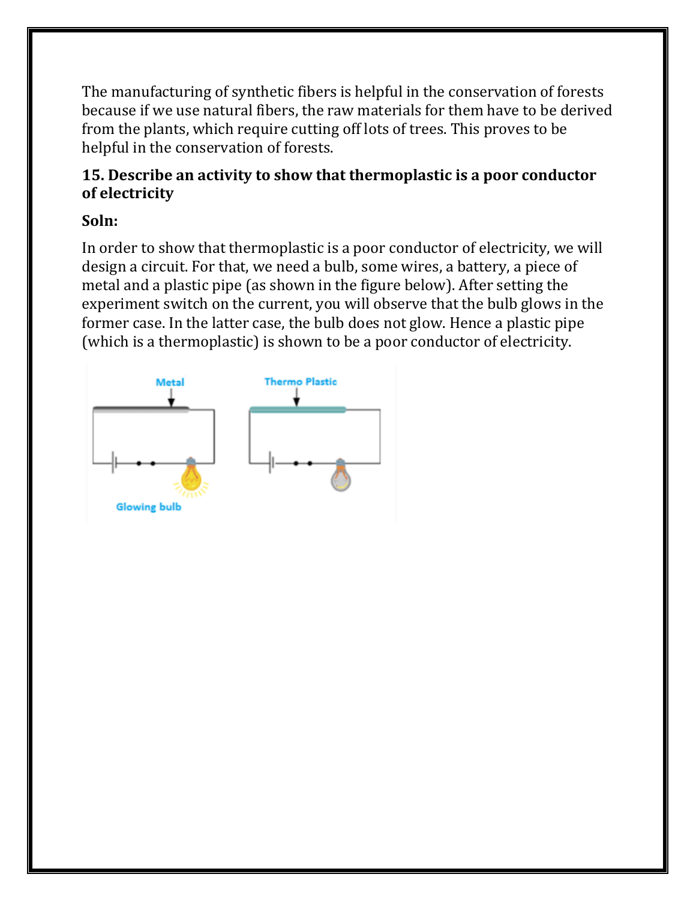The manufacturing of synthetic fibers is helpful in the conservation of forests because if we use natural fibers, the raw materials for them have to be derived from the plants, which require cutting off lots of trees. This proves to be helpful in the conservation of forests.

**15. Describe an activity to show that thermoplastic is a poor conductor of electricity**

**Soln:**

In order to show that thermoplastic is a poor conductor of electricity, we will design a circuit. For that, we need a bulb, some wires, a battery, a piece of metal and a plastic pipe (as shown in the figure below). After setting the experiment switch on the current, you will observe that the bulb glows in the former case. In the latter case, the bulb does not glow. Hence a plastic pipe (which is a thermoplastic) is shown to be a poor conductor of electricity.

Metal

Thermo Plastic

Glowing bulb